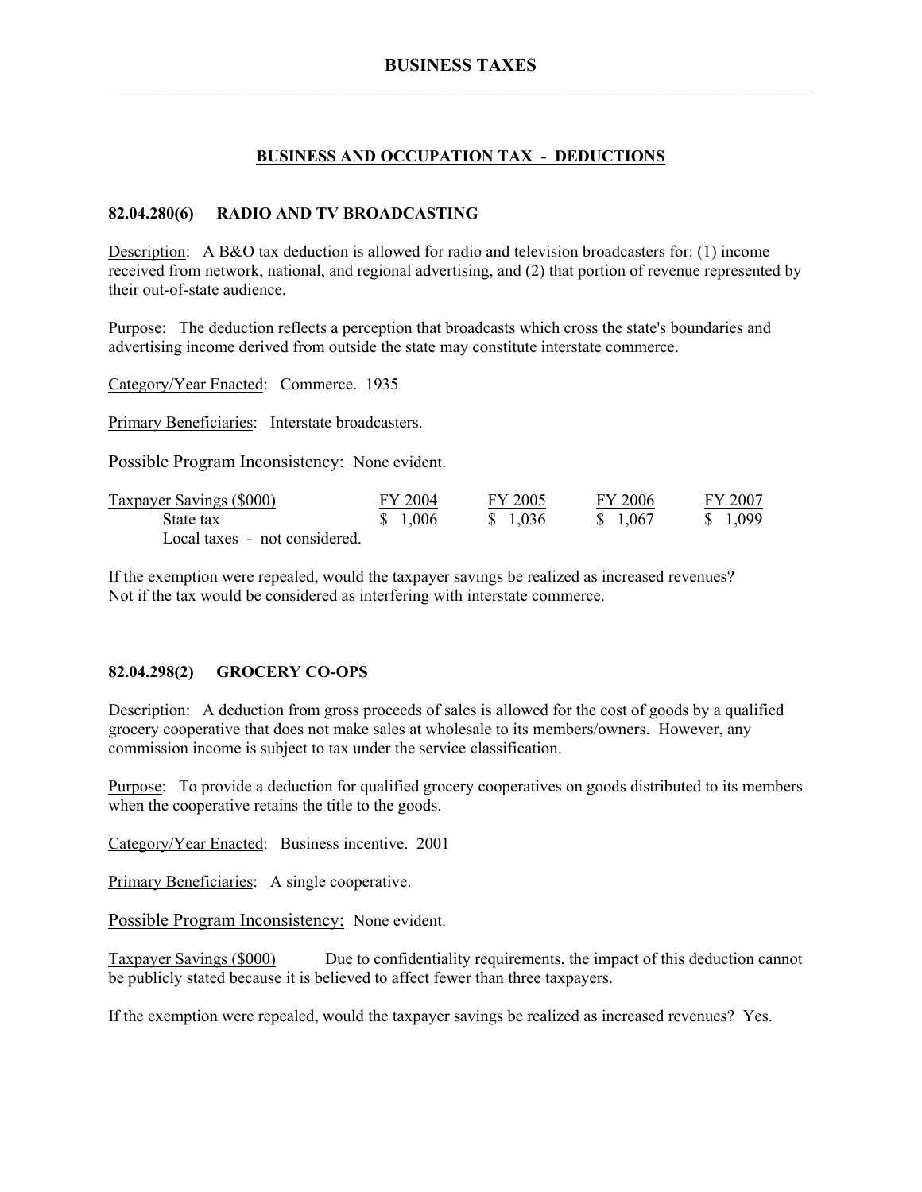# BUSINESS TAXES

## BUSINESS AND OCCUPATION TAX - DEDUCTIONS

### 82.04.280(6) RADIO AND TV BROADCASTING

Description: A B&O tax deduction is allowed for radio and television broadcasters for: (1) income received from network, national, and regional advertising, and (2) that portion of revenue represented by their out-of-state audience.

Purpose: The deduction reflects a perception that broadcasts which cross the state's boundaries and advertising income derived from outside the state may constitute interstate commerce.

Category/Year Enacted: Commerce. 1935

Primary Beneficiaries: Interstate broadcasters.

Possible Program Inconsistency: None evident.

| Taxpayer Savings ($000) | FY 2004 | FY 2005 | FY 2006 | FY 2007 |
|---|---|---|---|---|
| State tax | $ 1,006 | $ 1,036 | $ 1,067 | $ 1,099 |
| Local taxes - not considered. | | | | |

If the exemption were repealed, would the taxpayer savings be realized as increased revenues? Not if the tax would be considered as interfering with interstate commerce.

### 82.04.298(2) GROCERY CO-OPS

Description: A deduction from gross proceeds of sales is allowed for the cost of goods by a qualified grocery cooperative that does not make sales at wholesale to its members/owners. However, any commission income is subject to tax under the service classification.

Purpose: To provide a deduction for qualified grocery cooperatives on goods distributed to its members when the cooperative retains the title to the goods.

Category/Year Enacted: Business incentive. 2001

Primary Beneficiaries: A single cooperative.

Possible Program Inconsistency: None evident.

Taxpayer Savings ($000) Due to confidentiality requirements, the impact of this deduction cannot be publicly stated because it is believed to affect fewer than three taxpayers.

If the exemption were repealed, would the taxpayer savings be realized as increased revenues? Yes.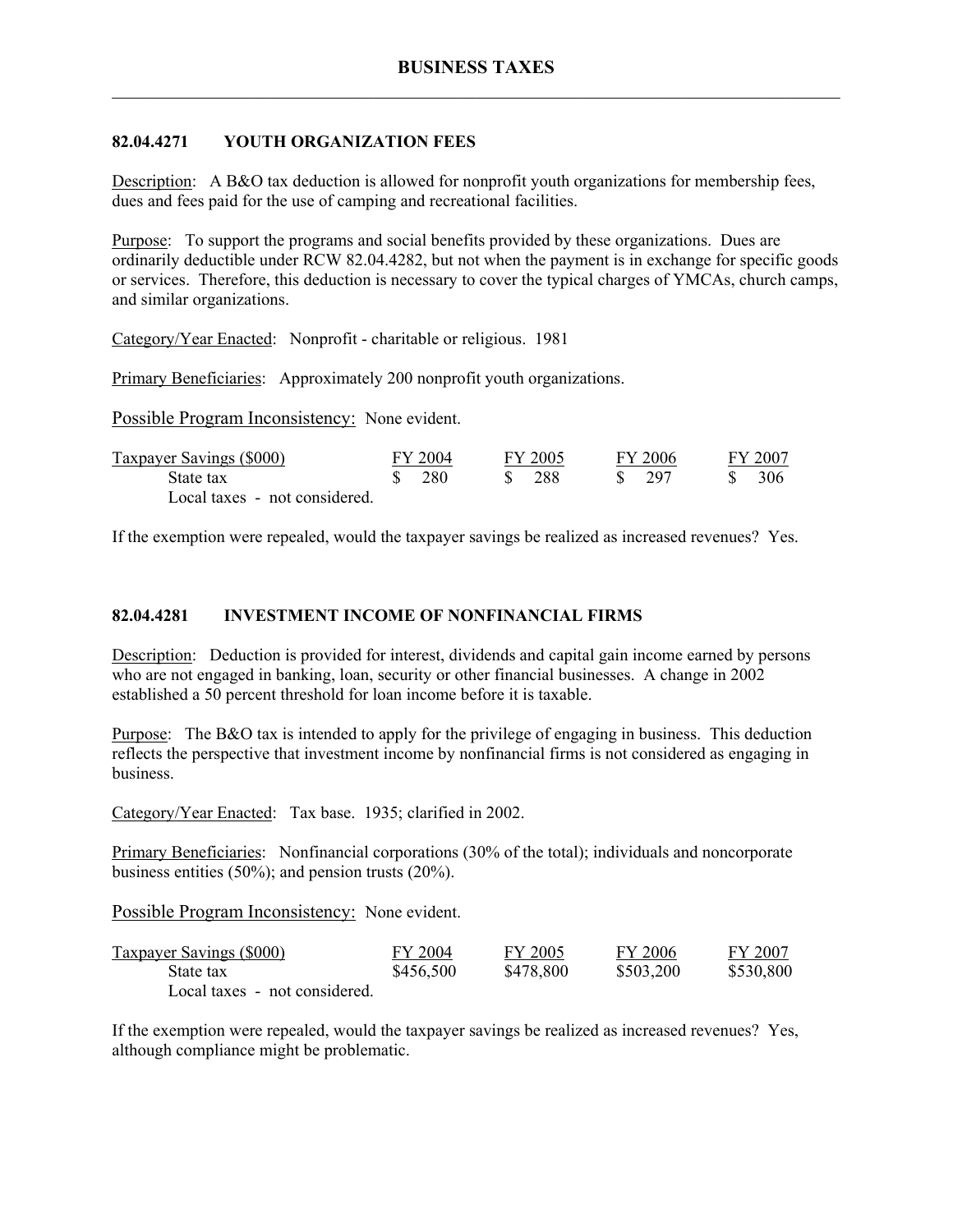## 82.04.4271 YOUTH ORGANIZATION FEES

Description: A B&O tax deduction is allowed for nonprofit youth organizations for membership fees, dues and fees paid for the use of camping and recreational facilities.

Purpose: To support the programs and social benefits provided by these organizations. Dues are ordinarily deductible under RCW 82.04.4282, but not when the payment is in exchange for specific goods or services. Therefore, this deduction is necessary to cover the typical charges of YMCAs, church camps, and similar organizations.

Category/Year Enacted: Nonprofit - charitable or religious. 1981

Primary Beneficiaries: Approximately 200 nonprofit youth organizations.

Possible Program Inconsistency: None evident.

| Taxpayer Savings ($000) | FY 2004 | FY 2005 | FY 2006 | FY 2007 |
|---|---|---|---|---|
| State tax | $ 280 | $ 288 | $ 297 | $ 306 |
| Local taxes - not considered. | | | | |

If the exemption were repealed, would the taxpayer savings be realized as increased revenues? Yes.

## 82.04.4281 INVESTMENT INCOME OF NONFINANCIAL FIRMS

Description: Deduction is provided for interest, dividends and capital gain income earned by persons who are not engaged in banking, loan, security or other financial businesses. A change in 2002 established a 50 percent threshold for loan income before it is taxable.

Purpose: The B&O tax is intended to apply for the privilege of engaging in business. This deduction reflects the perspective that investment income by nonfinancial firms is not considered as engaging in business.

Category/Year Enacted: Tax base. 1935; clarified in 2002.

Primary Beneficiaries: Nonfinancial corporations (30% of the total); individuals and noncorporate business entities (50%); and pension trusts (20%).

Possible Program Inconsistency: None evident.

| Taxpayer Savings ($000) | FY 2004 | FY 2005 | FY 2006 | FY 2007 |
|---|---|---|---|---|
| State tax | $456,500 | $478,800 | $503,200 | $530,800 |
| Local taxes - not considered. | | | | |

If the exemption were repealed, would the taxpayer savings be realized as increased revenues? Yes, although compliance might be problematic.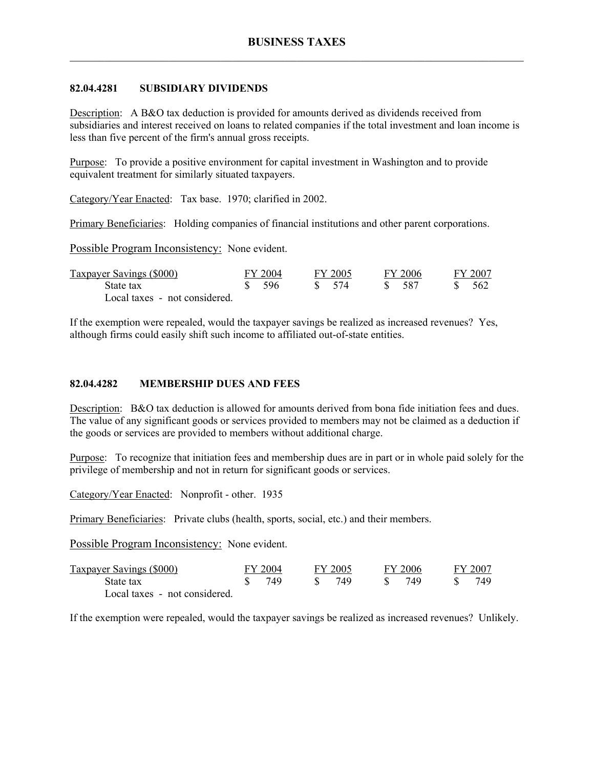## 82.04.4281 SUBSIDIARY DIVIDENDS

Description: A B&O tax deduction is provided for amounts derived as dividends received from subsidiaries and interest received on loans to related companies if the total investment and loan income is less than five percent of the firm's annual gross receipts.

Purpose: To provide a positive environment for capital investment in Washington and to provide equivalent treatment for similarly situated taxpayers.

Category/Year Enacted: Tax base. 1970; clarified in 2002.

Primary Beneficiaries: Holding companies of financial institutions and other parent corporations.

Possible Program Inconsistency: None evident.

| Taxpayer Savings ($000) | FY 2004 | FY 2005 | FY 2006 | FY 2007 |
|---|---|---|---|---|
| State tax | $ 596 | $ 574 | $ 587 | $ 562 |
| Local taxes - not considered. | | | | |

If the exemption were repealed, would the taxpayer savings be realized as increased revenues? Yes, although firms could easily shift such income to affiliated out-of-state entities.

## 82.04.4282 MEMBERSHIP DUES AND FEES

Description: B&O tax deduction is allowed for amounts derived from bona fide initiation fees and dues. The value of any significant goods or services provided to members may not be claimed as a deduction if the goods or services are provided to members without additional charge.

Purpose: To recognize that initiation fees and membership dues are in part or in whole paid solely for the privilege of membership and not in return for significant goods or services.

Category/Year Enacted: Nonprofit - other. 1935

Primary Beneficiaries: Private clubs (health, sports, social, etc.) and their members.

Possible Program Inconsistency: None evident.

| Taxpayer Savings ($000) | FY 2004 | FY 2005 | FY 2006 | FY 2007 |
|---|---|---|---|---|
| State tax | $ 749 | $ 749 | $ 749 | $ 749 |
| Local taxes - not considered. | | | | |

If the exemption were repealed, would the taxpayer savings be realized as increased revenues? Unlikely.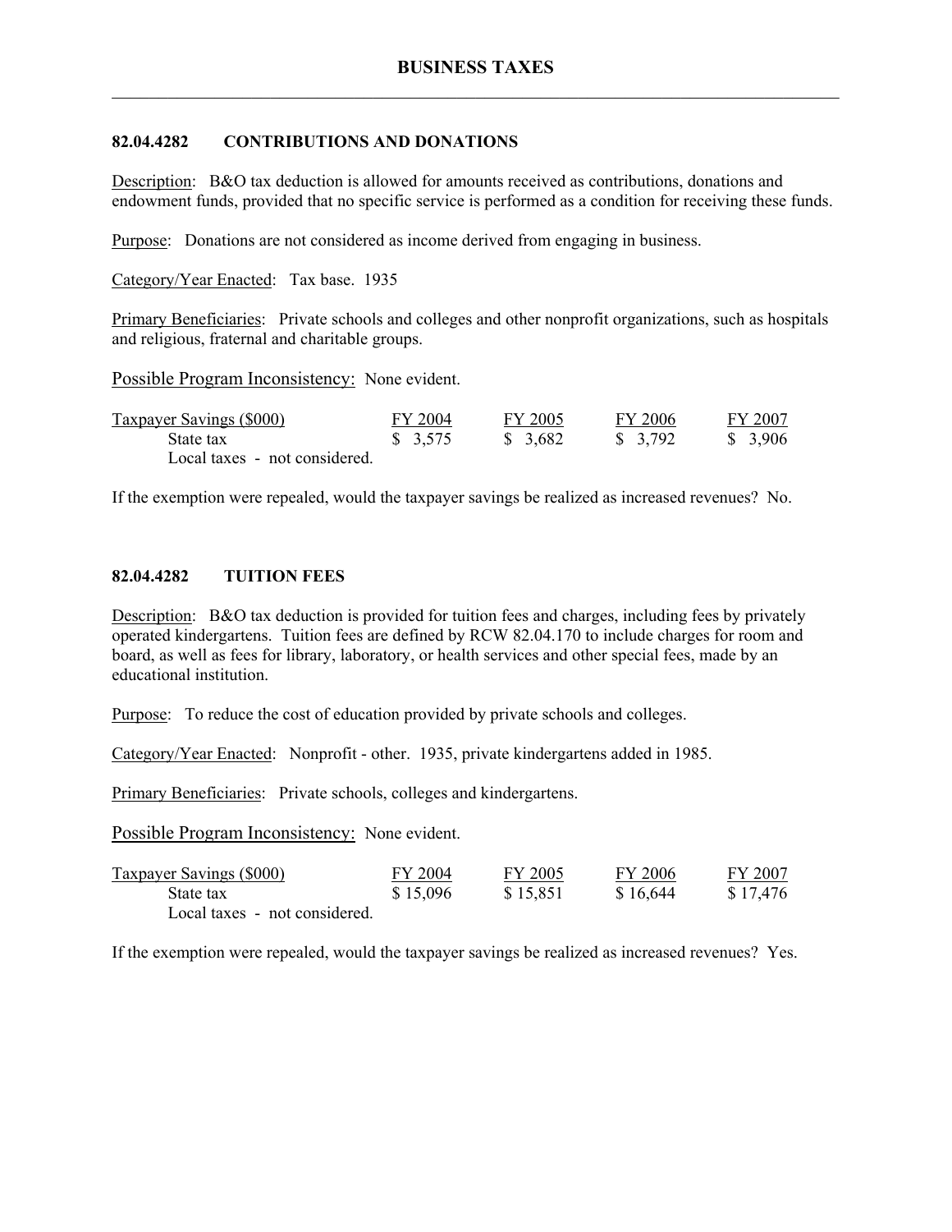## 82.04.4282 CONTRIBUTIONS AND DONATIONS

Description: B&O tax deduction is allowed for amounts received as contributions, donations and endowment funds, provided that no specific service is performed as a condition for receiving these funds.

Purpose: Donations are not considered as income derived from engaging in business.

Category/Year Enacted: Tax base. 1935

Primary Beneficiaries: Private schools and colleges and other nonprofit organizations, such as hospitals and religious, fraternal and charitable groups.

Possible Program Inconsistency: None evident.

| Taxpayer Savings ($000) | FY 2004 | FY 2005 | FY 2006 | FY 2007 |
|---|---|---|---|---|
| State tax | $ 3,575 | $ 3,682 | $ 3,792 | $ 3,906 |
| Local taxes - not considered. | | | | |

If the exemption were repealed, would the taxpayer savings be realized as increased revenues? No.

## 82.04.4282 TUITION FEES

Description: B&O tax deduction is provided for tuition fees and charges, including fees by privately operated kindergartens. Tuition fees are defined by RCW 82.04.170 to include charges for room and board, as well as fees for library, laboratory, or health services and other special fees, made by an educational institution.

Purpose: To reduce the cost of education provided by private schools and colleges.

Category/Year Enacted: Nonprofit - other. 1935, private kindergartens added in 1985.

Primary Beneficiaries: Private schools, colleges and kindergartens.

Possible Program Inconsistency: None evident.

| Taxpayer Savings ($000) | FY 2004 | FY 2005 | FY 2006 | FY 2007 |
|---|---|---|---|---|
| State tax | $ 15,096 | $ 15,851 | $ 16,644 | $ 17,476 |
| Local taxes - not considered. | | | | |

If the exemption were repealed, would the taxpayer savings be realized as increased revenues? Yes.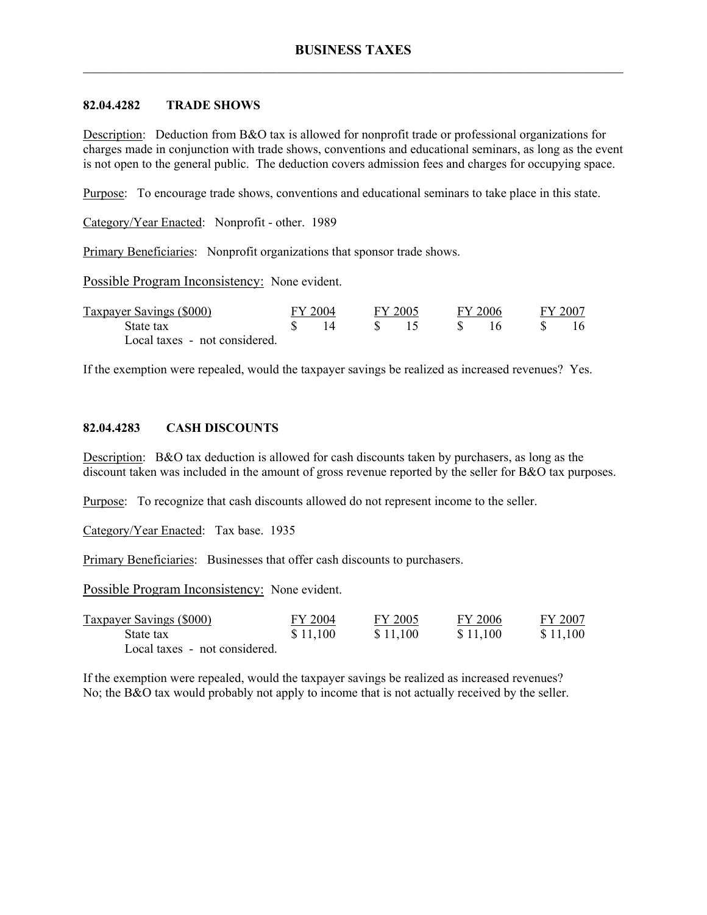## 82.04.4282 TRADE SHOWS

Description: Deduction from B&O tax is allowed for nonprofit trade or professional organizations for charges made in conjunction with trade shows, conventions and educational seminars, as long as the event is not open to the general public. The deduction covers admission fees and charges for occupying space.

Purpose: To encourage trade shows, conventions and educational seminars to take place in this state.

Category/Year Enacted: Nonprofit - other. 1989

Primary Beneficiaries: Nonprofit organizations that sponsor trade shows.

Possible Program Inconsistency: None evident.

| Taxpayer Savings ($000) | FY 2004 | FY 2005 | FY 2006 | FY 2007 |
|---|---|---|---|---|
| State tax | $ 14 | $ 15 | $ 16 | $ 16 |
| Local taxes - not considered. | | | | |

If the exemption were repealed, would the taxpayer savings be realized as increased revenues? Yes.

## 82.04.4283 CASH DISCOUNTS

Description: B&O tax deduction is allowed for cash discounts taken by purchasers, as long as the discount taken was included in the amount of gross revenue reported by the seller for B&O tax purposes.

Purpose: To recognize that cash discounts allowed do not represent income to the seller.

Category/Year Enacted: Tax base. 1935

Primary Beneficiaries: Businesses that offer cash discounts to purchasers.

Possible Program Inconsistency: None evident.

| Taxpayer Savings ($000) | FY 2004 | FY 2005 | FY 2006 | FY 2007 |
|---|---|---|---|---|
| State tax | $ 11,100 | $ 11,100 | $ 11,100 | $ 11,100 |
| Local taxes - not considered. | | | | |

If the exemption were repealed, would the taxpayer savings be realized as increased revenues? No; the B&O tax would probably not apply to income that is not actually received by the seller.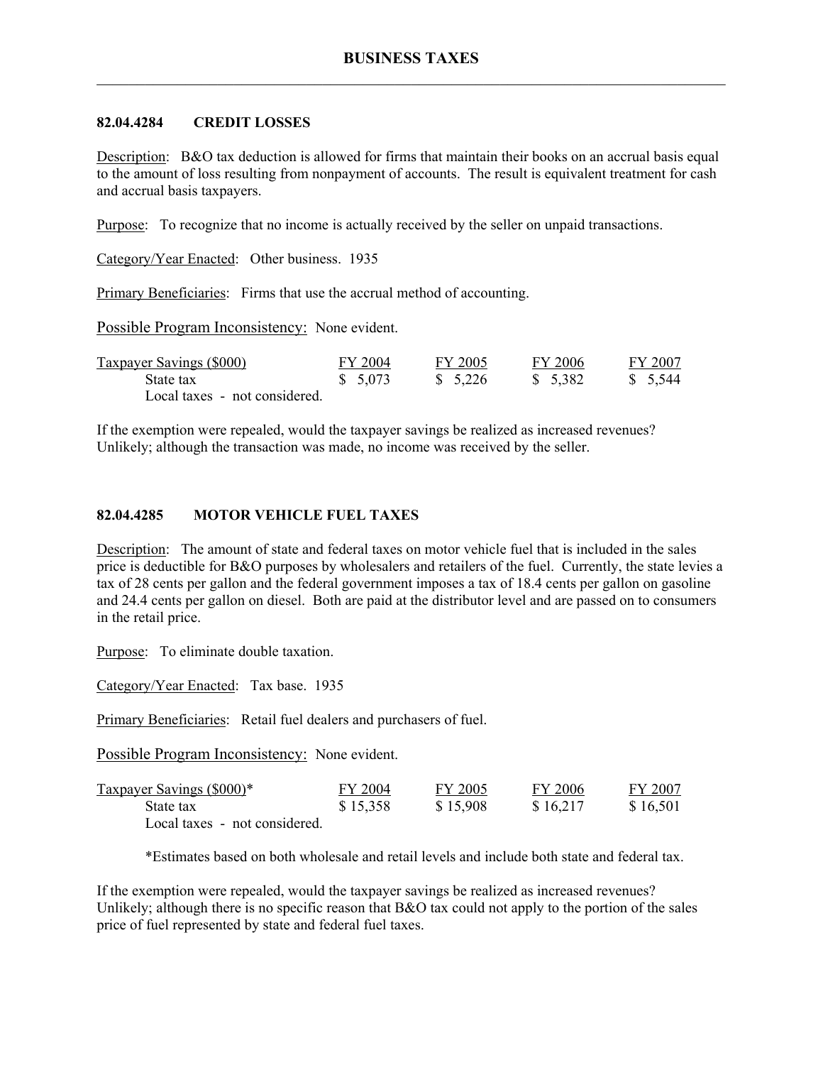# BUSINESS TAXES

## 82.04.4284 CREDIT LOSSES

Description: B&O tax deduction is allowed for firms that maintain their books on an accrual basis equal to the amount of loss resulting from nonpayment of accounts. The result is equivalent treatment for cash and accrual basis taxpayers.

Purpose: To recognize that no income is actually received by the seller on unpaid transactions.

Category/Year Enacted: Other business. 1935

Primary Beneficiaries: Firms that use the accrual method of accounting.

Possible Program Inconsistency: None evident.

| Taxpayer Savings ($000) | FY 2004 | FY 2005 | FY 2006 | FY 2007 |
|---|---|---|---|---|
| State tax | $ 5,073 | $ 5,226 | $ 5,382 | $ 5,544 |
| Local taxes - not considered. | | | | |

If the exemption were repealed, would the taxpayer savings be realized as increased revenues? Unlikely; although the transaction was made, no income was received by the seller.

## 82.04.4285 MOTOR VEHICLE FUEL TAXES

Description: The amount of state and federal taxes on motor vehicle fuel that is included in the sales price is deductible for B&O purposes by wholesalers and retailers of the fuel. Currently, the state levies a tax of 28 cents per gallon and the federal government imposes a tax of 18.4 cents per gallon on gasoline and 24.4 cents per gallon on diesel. Both are paid at the distributor level and are passed on to consumers in the retail price.

Purpose: To eliminate double taxation.

Category/Year Enacted: Tax base. 1935

Primary Beneficiaries: Retail fuel dealers and purchasers of fuel.

Possible Program Inconsistency: None evident.

| Taxpayer Savings ($000)* | FY 2004 | FY 2005 | FY 2006 | FY 2007 |
|---|---|---|---|---|
| State tax | $ 15,358 | $ 15,908 | $ 16,217 | $ 16,501 |
| Local taxes - not considered. | | | | |

*Estimates based on both wholesale and retail levels and include both state and federal tax.

If the exemption were repealed, would the taxpayer savings be realized as increased revenues? Unlikely; although there is no specific reason that B&O tax could not apply to the portion of the sales price of fuel represented by state and federal fuel taxes.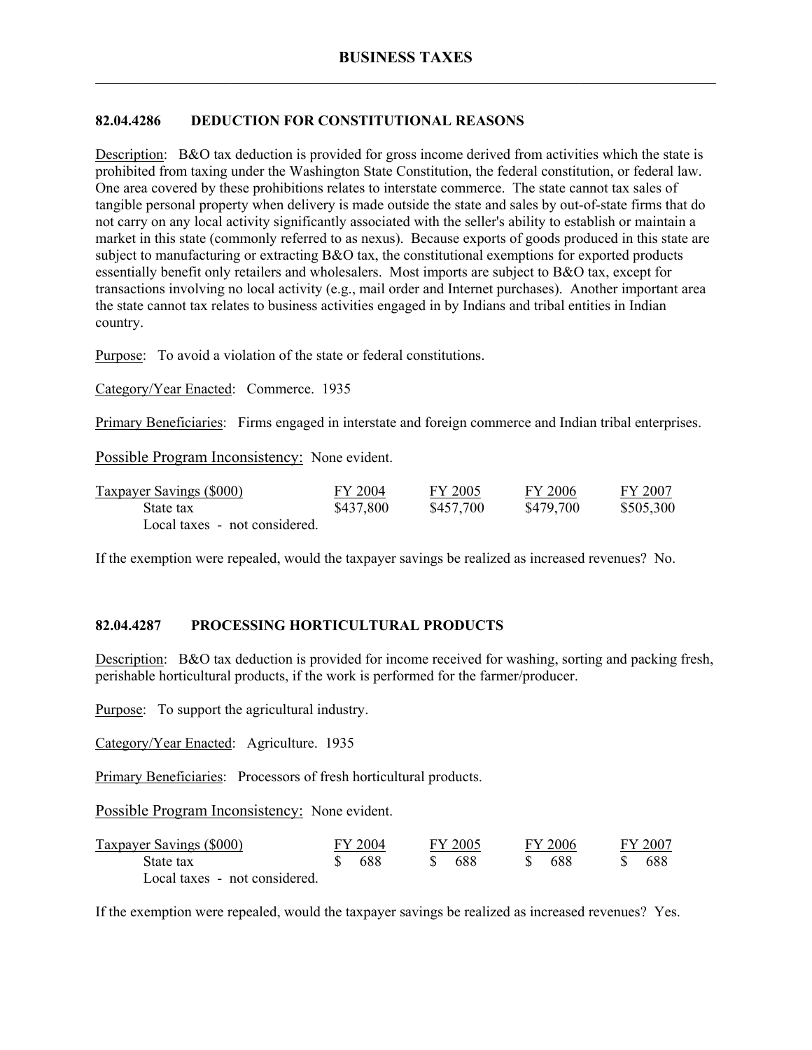## 82.04.4286 DEDUCTION FOR CONSTITUTIONAL REASONS

Description: B&O tax deduction is provided for gross income derived from activities which the state is prohibited from taxing under the Washington State Constitution, the federal constitution, or federal law. One area covered by these prohibitions relates to interstate commerce. The state cannot tax sales of tangible personal property when delivery is made outside the state and sales by out-of-state firms that do not carry on any local activity significantly associated with the seller's ability to establish or maintain a market in this state (commonly referred to as nexus). Because exports of goods produced in this state are subject to manufacturing or extracting B&O tax, the constitutional exemptions for exported products essentially benefit only retailers and wholesalers. Most imports are subject to B&O tax, except for transactions involving no local activity (e.g., mail order and Internet purchases). Another important area the state cannot tax relates to business activities engaged in by Indians and tribal entities in Indian country.

Purpose: To avoid a violation of the state or federal constitutions.

Category/Year Enacted: Commerce. 1935

Primary Beneficiaries: Firms engaged in interstate and foreign commerce and Indian tribal enterprises.

Possible Program Inconsistency: None evident.

| Taxpayer Savings ($000) | FY 2004 | FY 2005 | FY 2006 | FY 2007 |
|---|---|---|---|---|
| State tax | $437,800 | $457,700 | $479,700 | $505,300 |
| Local taxes - not considered. | | | | |

If the exemption were repealed, would the taxpayer savings be realized as increased revenues? No.

## 82.04.4287 PROCESSING HORTICULTURAL PRODUCTS

Description: B&O tax deduction is provided for income received for washing, sorting and packing fresh, perishable horticultural products, if the work is performed for the farmer/producer.

Purpose: To support the agricultural industry.

Category/Year Enacted: Agriculture. 1935

Primary Beneficiaries: Processors of fresh horticultural products.

Possible Program Inconsistency: None evident.

| Taxpayer Savings ($000) | FY 2004 | FY 2005 | FY 2006 | FY 2007 |
|---|---|---|---|---|
| State tax | $ 688 | $ 688 | $ 688 | $ 688 |
| Local taxes - not considered. | | | | |

If the exemption were repealed, would the taxpayer savings be realized as increased revenues? Yes.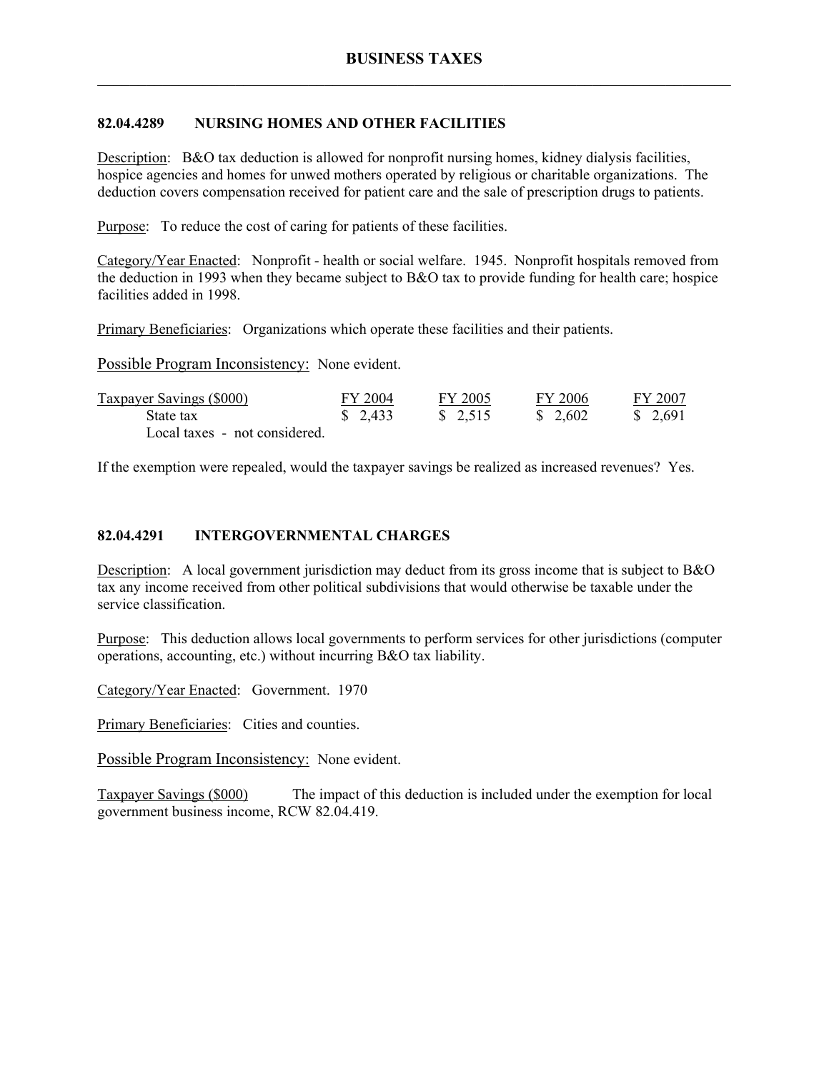### 82.04.4289 NURSING HOMES AND OTHER FACILITIES

Description: B&O tax deduction is allowed for nonprofit nursing homes, kidney dialysis facilities, hospice agencies and homes for unwed mothers operated by religious or charitable organizations. The deduction covers compensation received for patient care and the sale of prescription drugs to patients.

Purpose: To reduce the cost of caring for patients of these facilities.

Category/Year Enacted: Nonprofit - health or social welfare. 1945. Nonprofit hospitals removed from the deduction in 1993 when they became subject to B&O tax to provide funding for health care; hospice facilities added in 1998.

Primary Beneficiaries: Organizations which operate these facilities and their patients.

Possible Program Inconsistency: None evident.

| Taxpayer Savings ($000) | FY 2004 | FY 2005 | FY 2006 | FY 2007 |
|---|---|---|---|---|
| State tax | $ 2,433 | $ 2,515 | $ 2,602 | $ 2,691 |
| Local taxes - not considered. | | | | |

If the exemption were repealed, would the taxpayer savings be realized as increased revenues? Yes.

### 82.04.4291 INTERGOVERNMENTAL CHARGES

Description: A local government jurisdiction may deduct from its gross income that is subject to B&O tax any income received from other political subdivisions that would otherwise be taxable under the service classification.

Purpose: This deduction allows local governments to perform services for other jurisdictions (computer operations, accounting, etc.) without incurring B&O tax liability.

Category/Year Enacted: Government. 1970

Primary Beneficiaries: Cities and counties.

Possible Program Inconsistency: None evident.

Taxpayer Savings ($000) The impact of this deduction is included under the exemption for local government business income, RCW 82.04.419.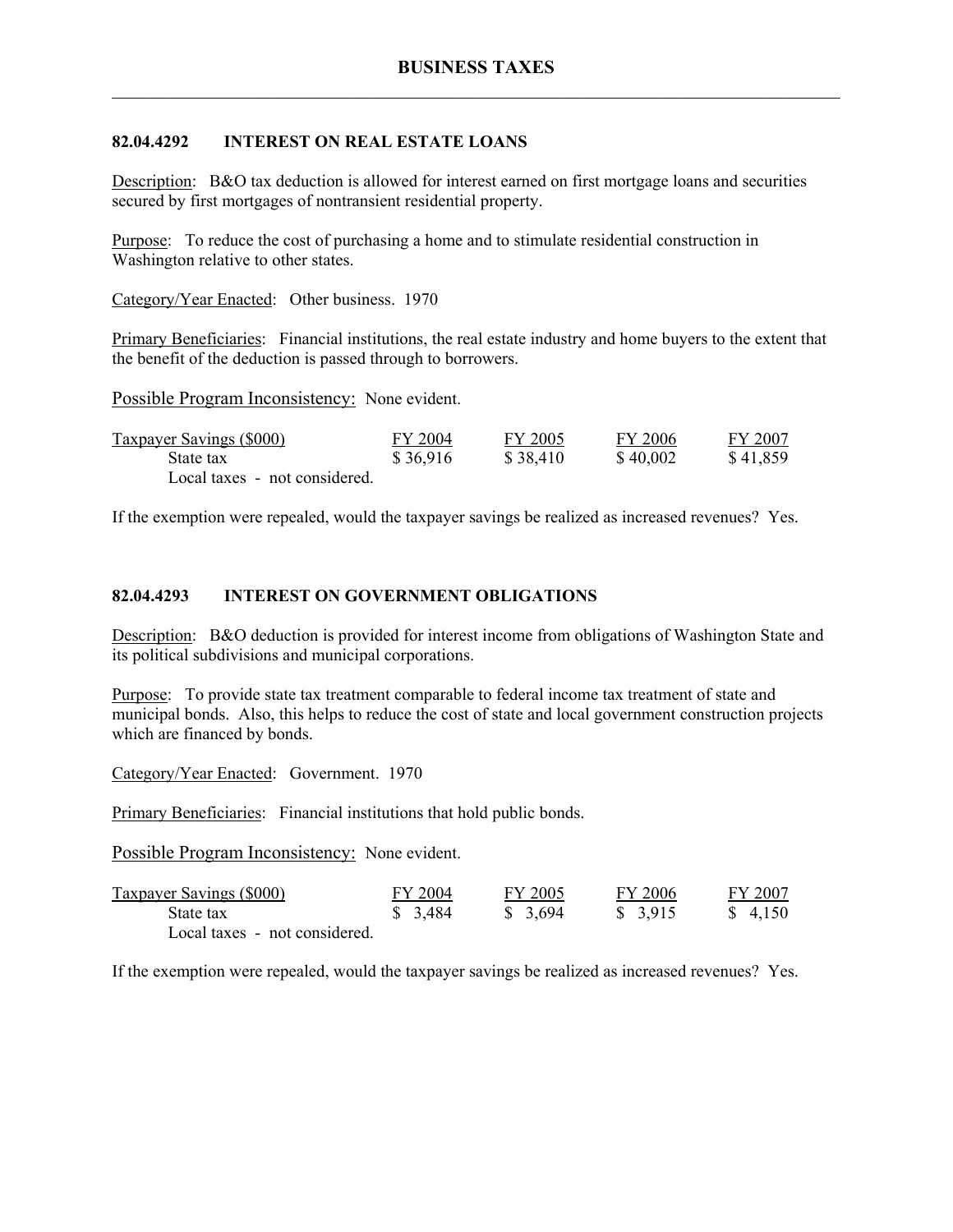## 82.04.4292 INTEREST ON REAL ESTATE LOANS

Description: B&O tax deduction is allowed for interest earned on first mortgage loans and securities secured by first mortgages of nontransient residential property.

Purpose: To reduce the cost of purchasing a home and to stimulate residential construction in Washington relative to other states.

Category/Year Enacted: Other business. 1970

Primary Beneficiaries: Financial institutions, the real estate industry and home buyers to the extent that the benefit of the deduction is passed through to borrowers.

Possible Program Inconsistency: None evident.

| Taxpayer Savings ($000) | FY 2004 | FY 2005 | FY 2006 | FY 2007 |
|---|---|---|---|---|
| State tax | $ 36,916 | $ 38,410 | $ 40,002 | $ 41,859 |
| Local taxes - not considered. | | | | |

If the exemption were repealed, would the taxpayer savings be realized as increased revenues? Yes.

## 82.04.4293 INTEREST ON GOVERNMENT OBLIGATIONS

Description: B&O deduction is provided for interest income from obligations of Washington State and its political subdivisions and municipal corporations.

Purpose: To provide state tax treatment comparable to federal income tax treatment of state and municipal bonds. Also, this helps to reduce the cost of state and local government construction projects which are financed by bonds.

Category/Year Enacted: Government. 1970

Primary Beneficiaries: Financial institutions that hold public bonds.

Possible Program Inconsistency: None evident.

| Taxpayer Savings ($000) | FY 2004 | FY 2005 | FY 2006 | FY 2007 |
|---|---|---|---|---|
| State tax | $ 3,484 | $ 3,694 | $ 3,915 | $ 4,150 |
| Local taxes - not considered. | | | | |

If the exemption were repealed, would the taxpayer savings be realized as increased revenues? Yes.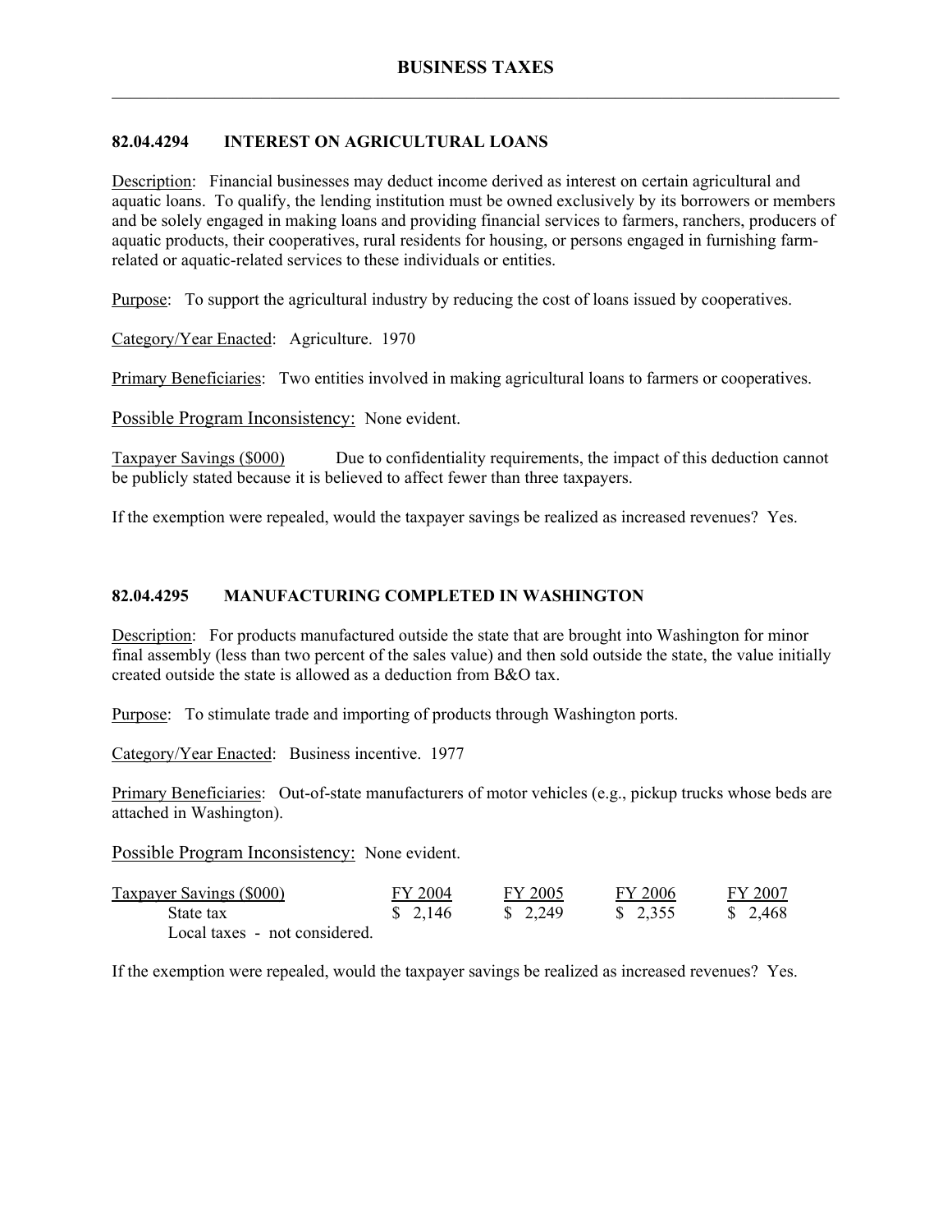### 82.04.4294 INTEREST ON AGRICULTURAL LOANS

Description: Financial businesses may deduct income derived as interest on certain agricultural and aquatic loans. To qualify, the lending institution must be owned exclusively by its borrowers or members and be solely engaged in making loans and providing financial services to farmers, ranchers, producers of aquatic products, their cooperatives, rural residents for housing, or persons engaged in furnishing farm-related or aquatic-related services to these individuals or entities.

Purpose: To support the agricultural industry by reducing the cost of loans issued by cooperatives.

Category/Year Enacted: Agriculture. 1970

Primary Beneficiaries: Two entities involved in making agricultural loans to farmers or cooperatives.

Possible Program Inconsistency: None evident.

Taxpayer Savings ($000) Due to confidentiality requirements, the impact of this deduction cannot be publicly stated because it is believed to affect fewer than three taxpayers.

If the exemption were repealed, would the taxpayer savings be realized as increased revenues? Yes.

### 82.04.4295 MANUFACTURING COMPLETED IN WASHINGTON

Description: For products manufactured outside the state that are brought into Washington for minor final assembly (less than two percent of the sales value) and then sold outside the state, the value initially created outside the state is allowed as a deduction from B&O tax.

Purpose: To stimulate trade and importing of products through Washington ports.

Category/Year Enacted: Business incentive. 1977

Primary Beneficiaries: Out-of-state manufacturers of motor vehicles (e.g., pickup trucks whose beds are attached in Washington).

Possible Program Inconsistency: None evident.

| Taxpayer Savings ($000) | FY 2004 | FY 2005 | FY 2006 | FY 2007 |
|---|---|---|---|---|
| State tax | $ 2,146 | $ 2,249 | $ 2,355 | $ 2,468 |
| Local taxes - not considered. | | | | |

If the exemption were repealed, would the taxpayer savings be realized as increased revenues? Yes.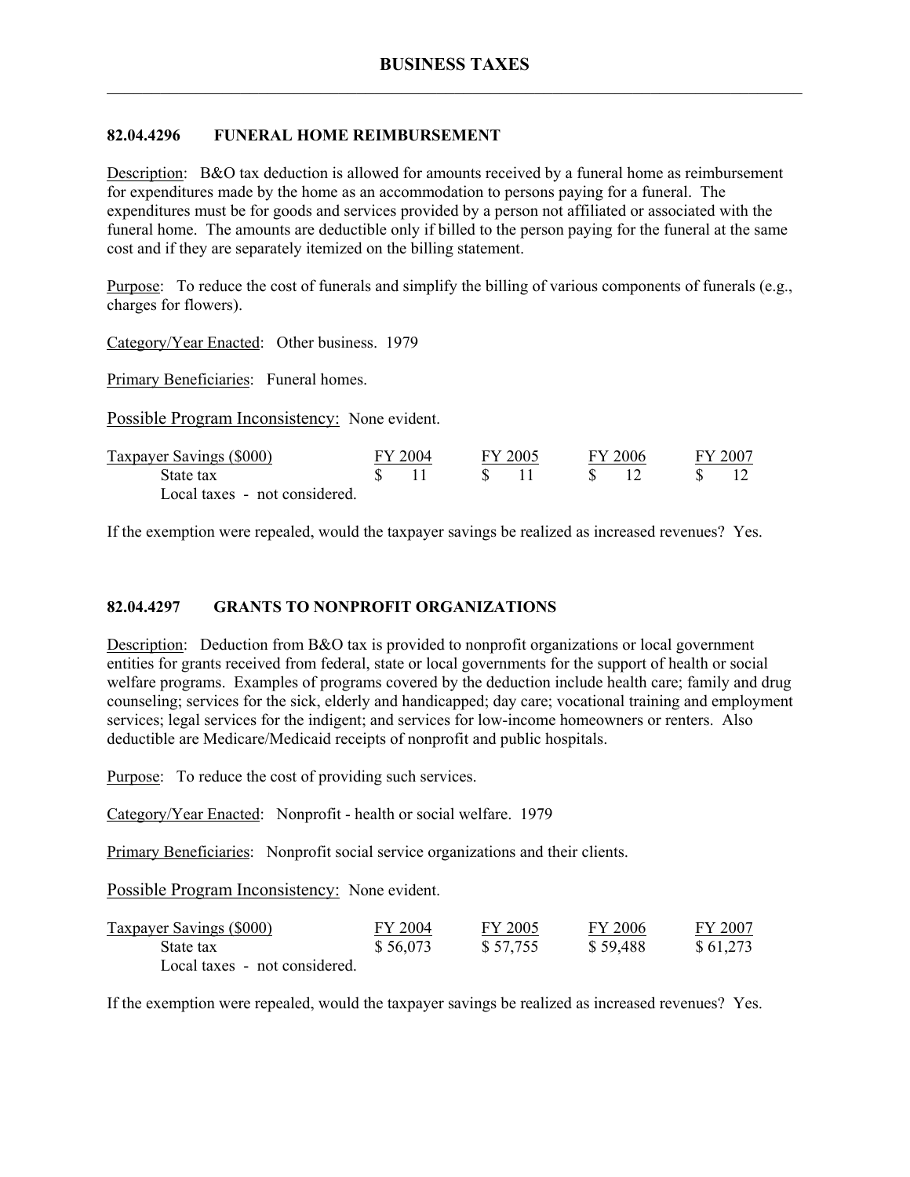## 82.04.4296 FUNERAL HOME REIMBURSEMENT

Description: B&O tax deduction is allowed for amounts received by a funeral home as reimbursement for expenditures made by the home as an accommodation to persons paying for a funeral. The expenditures must be for goods and services provided by a person not affiliated or associated with the funeral home. The amounts are deductible only if billed to the person paying for the funeral at the same cost and if they are separately itemized on the billing statement.

Purpose: To reduce the cost of funerals and simplify the billing of various components of funerals (e.g., charges for flowers).

Category/Year Enacted: Other business. 1979

Primary Beneficiaries: Funeral homes.

Possible Program Inconsistency: None evident.

| Taxpayer Savings ($000) | FY 2004 | FY 2005 | FY 2006 | FY 2007 |
|---|---|---|---|---|
| State tax | $ 11 | $ 11 | $ 12 | $ 12 |
| Local taxes - not considered. | | | | |

If the exemption were repealed, would the taxpayer savings be realized as increased revenues? Yes.

## 82.04.4297 GRANTS TO NONPROFIT ORGANIZATIONS

Description: Deduction from B&O tax is provided to nonprofit organizations or local government entities for grants received from federal, state or local governments for the support of health or social welfare programs. Examples of programs covered by the deduction include health care; family and drug counseling; services for the sick, elderly and handicapped; day care; vocational training and employment services; legal services for the indigent; and services for low-income homeowners or renters. Also deductible are Medicare/Medicaid receipts of nonprofit and public hospitals.

Purpose: To reduce the cost of providing such services.

Category/Year Enacted: Nonprofit - health or social welfare. 1979

Primary Beneficiaries: Nonprofit social service organizations and their clients.

Possible Program Inconsistency: None evident.

| Taxpayer Savings ($000) | FY 2004 | FY 2005 | FY 2006 | FY 2007 |
|---|---|---|---|---|
| State tax | $ 56,073 | $ 57,755 | $ 59,488 | $ 61,273 |
| Local taxes - not considered. | | | | |

If the exemption were repealed, would the taxpayer savings be realized as increased revenues? Yes.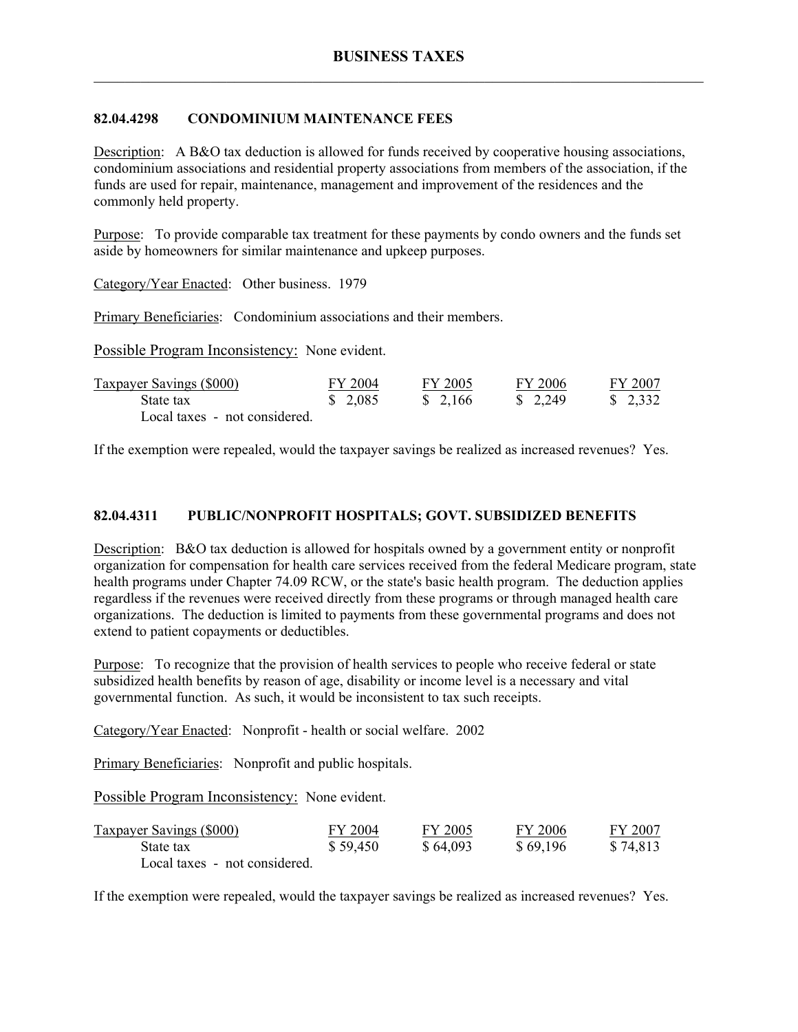## 82.04.4298 CONDOMINIUM MAINTENANCE FEES

Description: A B&O tax deduction is allowed for funds received by cooperative housing associations, condominium associations and residential property associations from members of the association, if the funds are used for repair, maintenance, management and improvement of the residences and the commonly held property.

Purpose: To provide comparable tax treatment for these payments by condo owners and the funds set aside by homeowners for similar maintenance and upkeep purposes.

Category/Year Enacted: Other business. 1979

Primary Beneficiaries: Condominium associations and their members.

Possible Program Inconsistency: None evident.

| Taxpayer Savings ($000) | FY 2004 | FY 2005 | FY 2006 | FY 2007 |
|---|---|---|---|---|
| State tax | $ 2,085 | $ 2,166 | $ 2,249 | $ 2,332 |
| Local taxes - not considered. | | | | |

If the exemption were repealed, would the taxpayer savings be realized as increased revenues? Yes.

## 82.04.4311 PUBLIC/NONPROFIT HOSPITALS; GOVT. SUBSIDIZED BENEFITS

Description: B&O tax deduction is allowed for hospitals owned by a government entity or nonprofit organization for compensation for health care services received from the federal Medicare program, state health programs under Chapter 74.09 RCW, or the state's basic health program. The deduction applies regardless if the revenues were received directly from these programs or through managed health care organizations. The deduction is limited to payments from these governmental programs and does not extend to patient copayments or deductibles.

Purpose: To recognize that the provision of health services to people who receive federal or state subsidized health benefits by reason of age, disability or income level is a necessary and vital governmental function. As such, it would be inconsistent to tax such receipts.

Category/Year Enacted: Nonprofit - health or social welfare. 2002

Primary Beneficiaries: Nonprofit and public hospitals.

Possible Program Inconsistency: None evident.

| Taxpayer Savings ($000) | FY 2004 | FY 2005 | FY 2006 | FY 2007 |
|---|---|---|---|---|
| State tax | $ 59,450 | $ 64,093 | $ 69,196 | $ 74,813 |
| Local taxes - not considered. | | | | |

If the exemption were repealed, would the taxpayer savings be realized as increased revenues? Yes.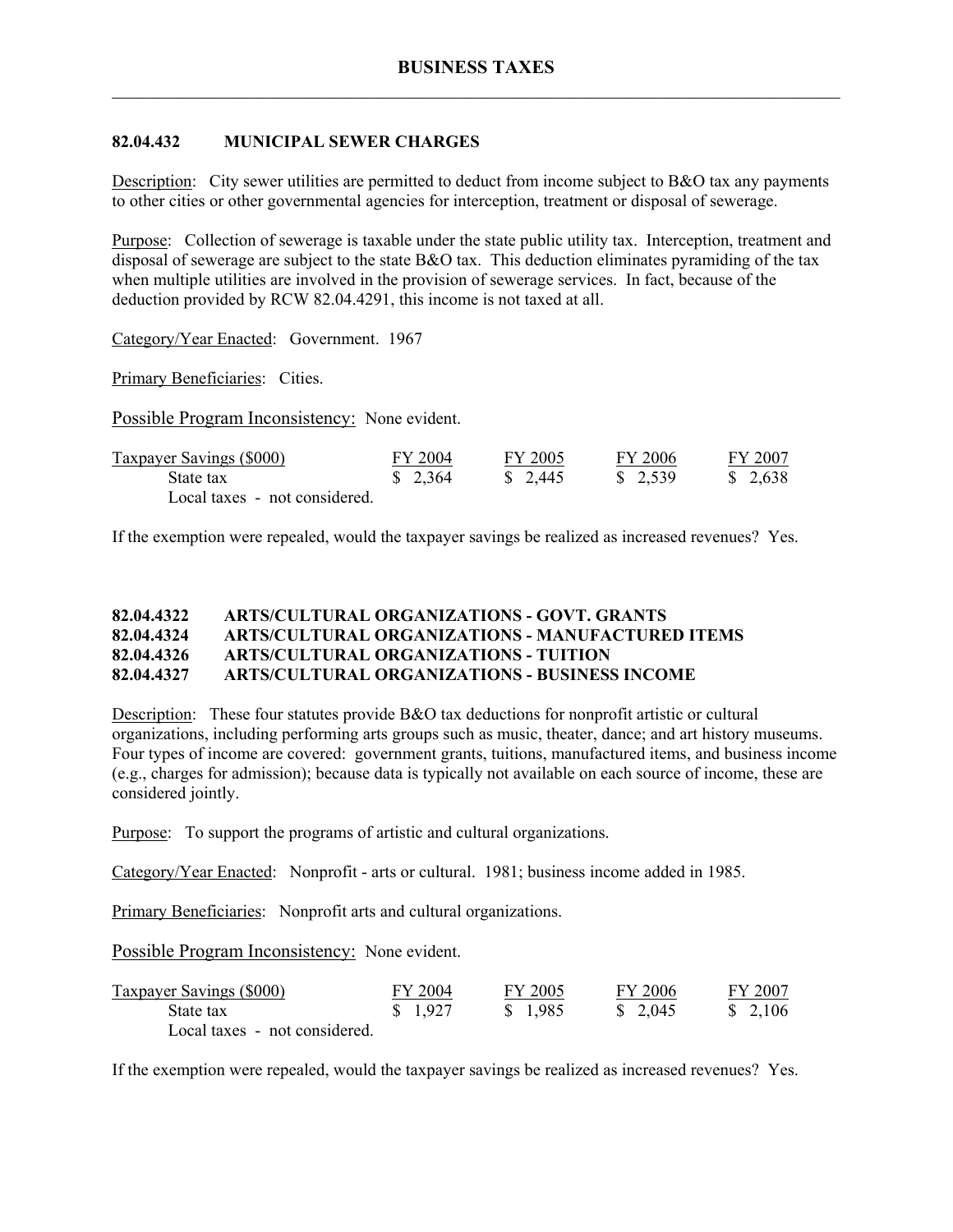## 82.04.432 MUNICIPAL SEWER CHARGES

Description: City sewer utilities are permitted to deduct from income subject to B&O tax any payments to other cities or other governmental agencies for interception, treatment or disposal of sewerage.

Purpose: Collection of sewerage is taxable under the state public utility tax. Interception, treatment and disposal of sewerage are subject to the state B&O tax. This deduction eliminates pyramiding of the tax when multiple utilities are involved in the provision of sewerage services. In fact, because of the deduction provided by RCW 82.04.4291, this income is not taxed at all.

Category/Year Enacted: Government. 1967

Primary Beneficiaries: Cities.

Possible Program Inconsistency: None evident.

| Taxpayer Savings ($000) | FY 2004 | FY 2005 | FY 2006 | FY 2007 |
|---|---|---|---|---|
| State tax | $ 2,364 | $ 2,445 | $ 2,539 | $ 2,638 |
| Local taxes - not considered. | | | | |

If the exemption were repealed, would the taxpayer savings be realized as increased revenues? Yes.

## 82.04.4322 ARTS/CULTURAL ORGANIZATIONS - GOVT. GRANTS
## 82.04.4324 ARTS/CULTURAL ORGANIZATIONS - MANUFACTURED ITEMS
## 82.04.4326 ARTS/CULTURAL ORGANIZATIONS - TUITION
## 82.04.4327 ARTS/CULTURAL ORGANIZATIONS - BUSINESS INCOME

Description: These four statutes provide B&O tax deductions for nonprofit artistic or cultural organizations, including performing arts groups such as music, theater, dance; and art history museums. Four types of income are covered: government grants, tuitions, manufactured items, and business income (e.g., charges for admission); because data is typically not available on each source of income, these are considered jointly.

Purpose: To support the programs of artistic and cultural organizations.

Category/Year Enacted: Nonprofit - arts or cultural. 1981; business income added in 1985.

Primary Beneficiaries: Nonprofit arts and cultural organizations.

Possible Program Inconsistency: None evident.

| Taxpayer Savings ($000) | FY 2004 | FY 2005 | FY 2006 | FY 2007 |
|---|---|---|---|---|
| State tax | $ 1,927 | $ 1,985 | $ 2,045 | $ 2,106 |
| Local taxes - not considered. | | | | |

If the exemption were repealed, would the taxpayer savings be realized as increased revenues? Yes.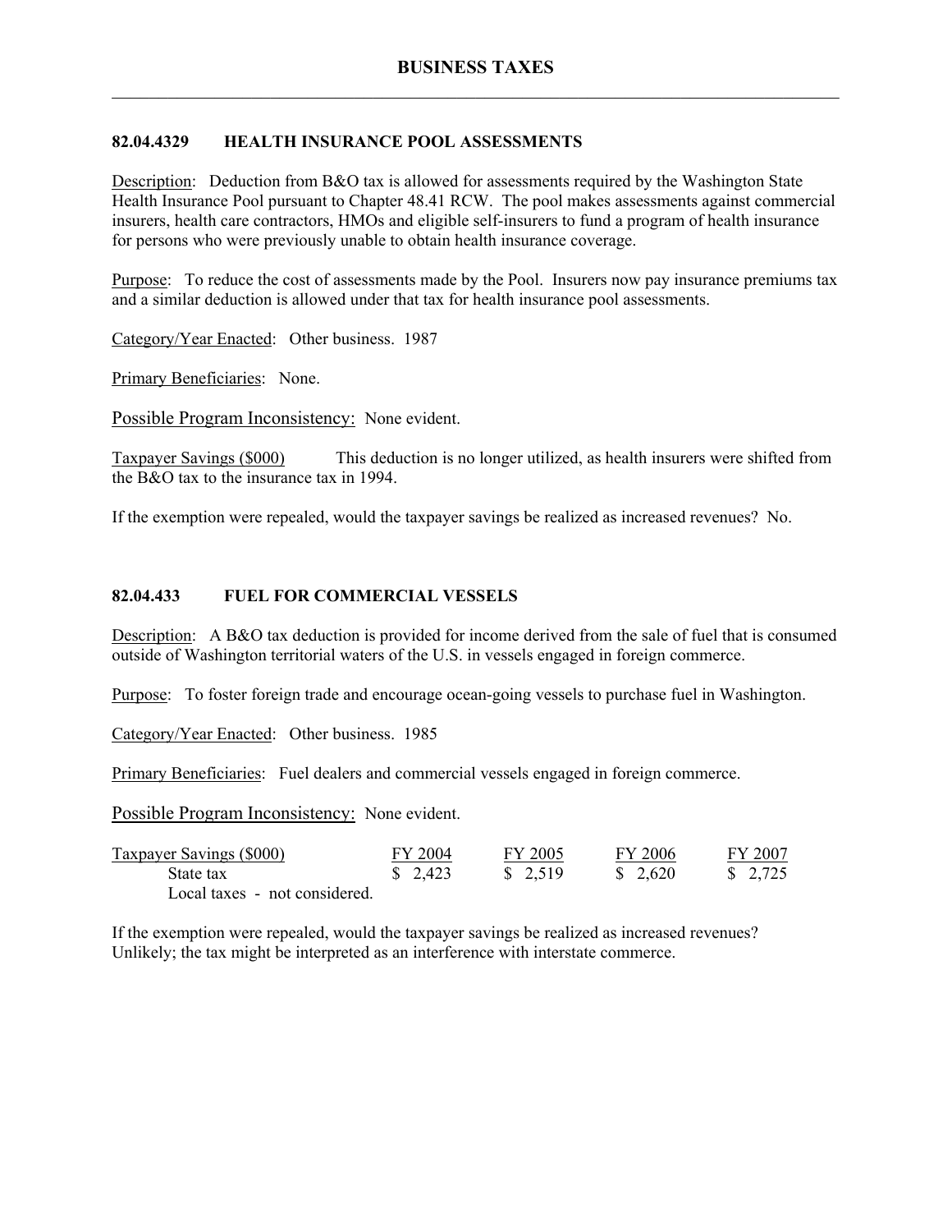## 82.04.4329 HEALTH INSURANCE POOL ASSESSMENTS

Description: Deduction from B&O tax is allowed for assessments required by the Washington State Health Insurance Pool pursuant to Chapter 48.41 RCW. The pool makes assessments against commercial insurers, health care contractors, HMOs and eligible self-insurers to fund a program of health insurance for persons who were previously unable to obtain health insurance coverage.

Purpose: To reduce the cost of assessments made by the Pool. Insurers now pay insurance premiums tax and a similar deduction is allowed under that tax for health insurance pool assessments.

Category/Year Enacted: Other business. 1987

Primary Beneficiaries: None.

Possible Program Inconsistency: None evident.

Taxpayer Savings ($000) This deduction is no longer utilized, as health insurers were shifted from the B&O tax to the insurance tax in 1994.

If the exemption were repealed, would the taxpayer savings be realized as increased revenues? No.

## 82.04.433 FUEL FOR COMMERCIAL VESSELS

Description: A B&O tax deduction is provided for income derived from the sale of fuel that is consumed outside of Washington territorial waters of the U.S. in vessels engaged in foreign commerce.

Purpose: To foster foreign trade and encourage ocean-going vessels to purchase fuel in Washington.

Category/Year Enacted: Other business. 1985

Primary Beneficiaries: Fuel dealers and commercial vessels engaged in foreign commerce.

Possible Program Inconsistency: None evident.

| Taxpayer Savings ($000) | FY 2004 | FY 2005 | FY 2006 | FY 2007 |
|---|---|---|---|---|
| State tax | $ 2,423 | $ 2,519 | $ 2,620 | $ 2,725 |
| Local taxes - not considered. | | | | |

If the exemption were repealed, would the taxpayer savings be realized as increased revenues? Unlikely; the tax might be interpreted as an interference with interstate commerce.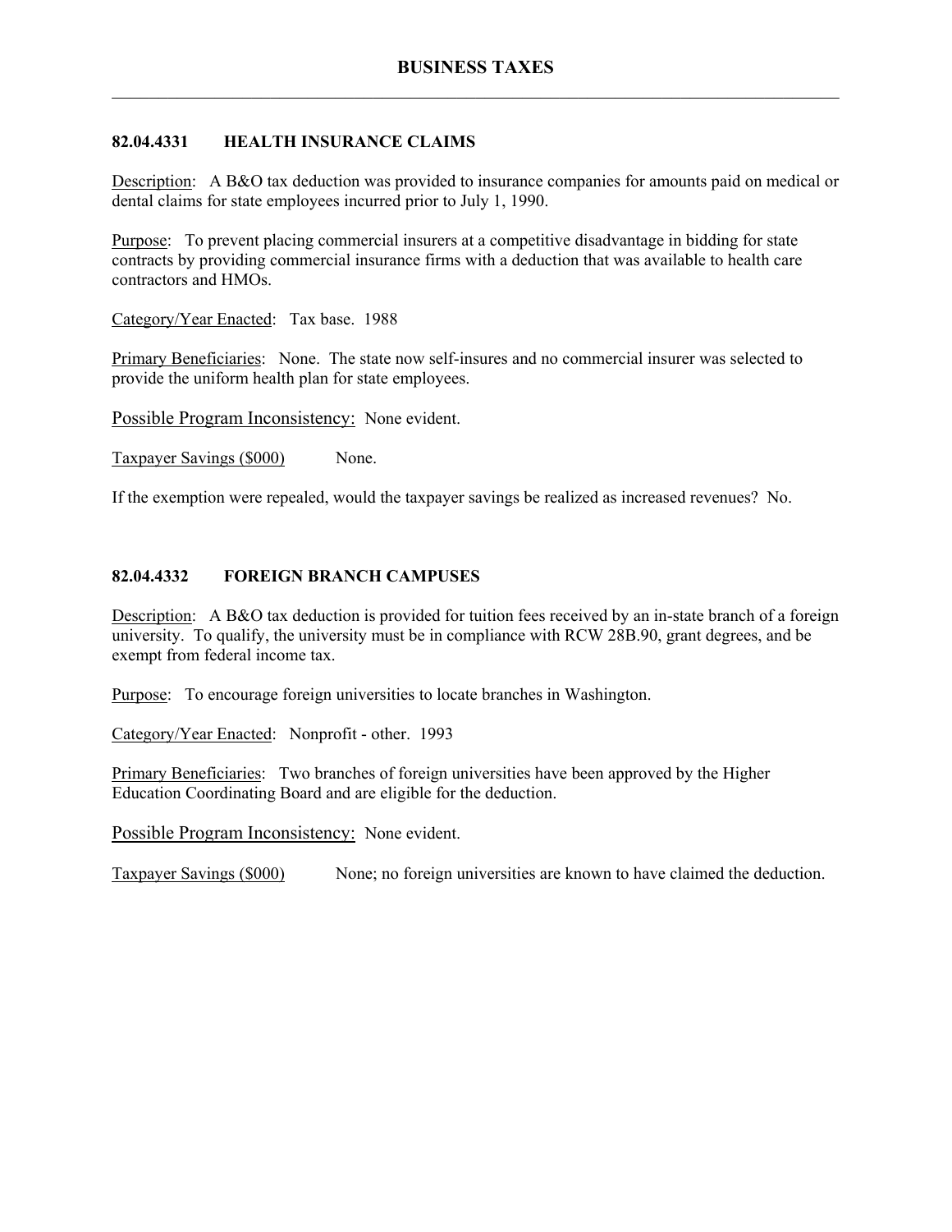### 82.04.4331 HEALTH INSURANCE CLAIMS

Description: A B&O tax deduction was provided to insurance companies for amounts paid on medical or dental claims for state employees incurred prior to July 1, 1990.

Purpose: To prevent placing commercial insurers at a competitive disadvantage in bidding for state contracts by providing commercial insurance firms with a deduction that was available to health care contractors and HMOs.

Category/Year Enacted: Tax base. 1988

Primary Beneficiaries: None. The state now self-insures and no commercial insurer was selected to provide the uniform health plan for state employees.

Possible Program Inconsistency: None evident.

Taxpayer Savings ($000) None.

If the exemption were repealed, would the taxpayer savings be realized as increased revenues? No.

### 82.04.4332 FOREIGN BRANCH CAMPUSES

Description: A B&O tax deduction is provided for tuition fees received by an in-state branch of a foreign university. To qualify, the university must be in compliance with RCW 28B.90, grant degrees, and be exempt from federal income tax.

Purpose: To encourage foreign universities to locate branches in Washington.

Category/Year Enacted: Nonprofit - other. 1993

Primary Beneficiaries: Two branches of foreign universities have been approved by the Higher Education Coordinating Board and are eligible for the deduction.

Possible Program Inconsistency: None evident.

Taxpayer Savings ($000) None; no foreign universities are known to have claimed the deduction.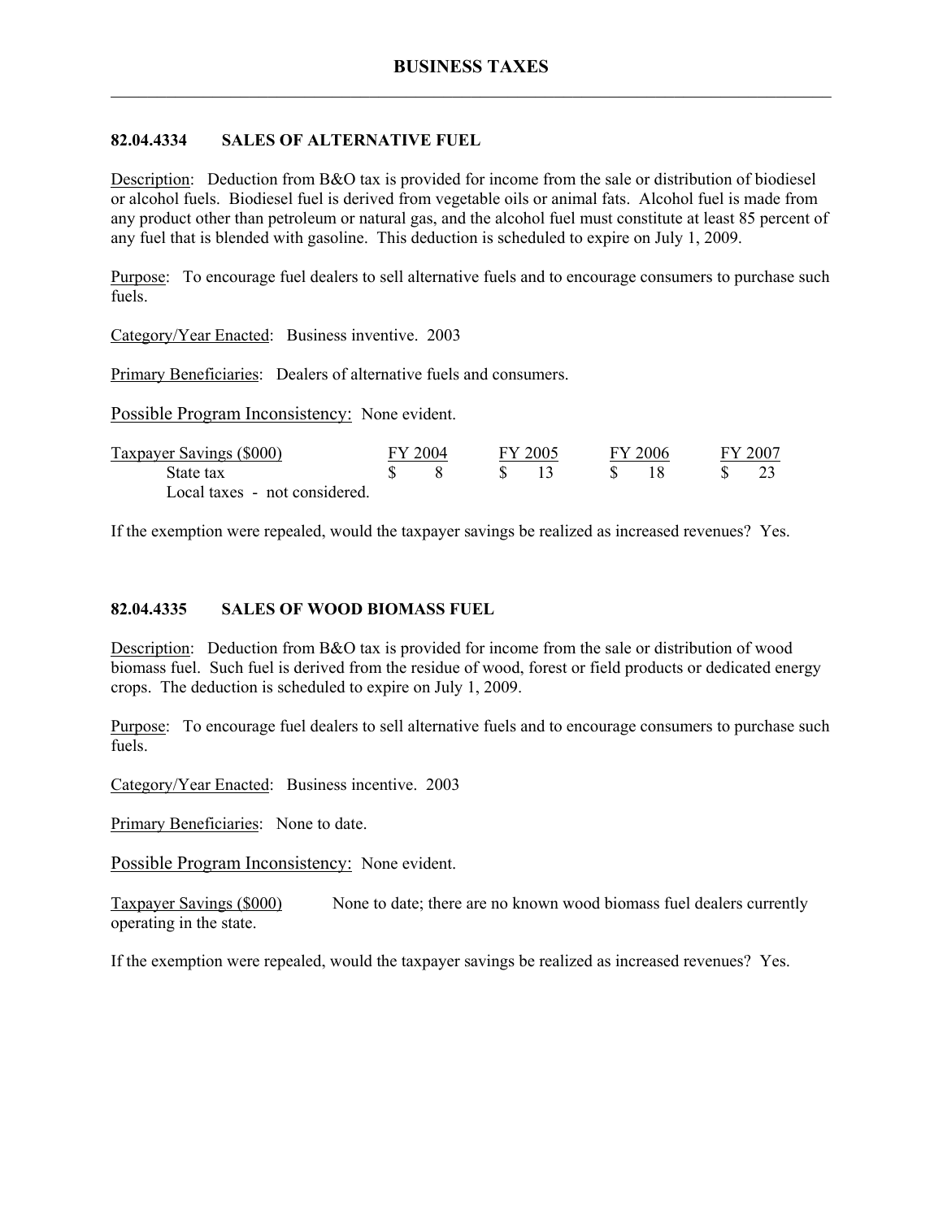## 82.04.4334 SALES OF ALTERNATIVE FUEL

Description: Deduction from B&O tax is provided for income from the sale or distribution of biodiesel or alcohol fuels. Biodiesel fuel is derived from vegetable oils or animal fats. Alcohol fuel is made from any product other than petroleum or natural gas, and the alcohol fuel must constitute at least 85 percent of any fuel that is blended with gasoline. This deduction is scheduled to expire on July 1, 2009.

Purpose: To encourage fuel dealers to sell alternative fuels and to encourage consumers to purchase such fuels.

Category/Year Enacted: Business inventive. 2003

Primary Beneficiaries: Dealers of alternative fuels and consumers.

Possible Program Inconsistency: None evident.

| Taxpayer Savings ($000) | FY 2004 | FY 2005 | FY 2006 | FY 2007 |
|---|---|---|---|---|
| State tax | $ 8 | $ 13 | $ 18 | $ 23 |
| Local taxes - not considered. | | | | |

If the exemption were repealed, would the taxpayer savings be realized as increased revenues? Yes.

## 82.04.4335 SALES OF WOOD BIOMASS FUEL

Description: Deduction from B&O tax is provided for income from the sale or distribution of wood biomass fuel. Such fuel is derived from the residue of wood, forest or field products or dedicated energy crops. The deduction is scheduled to expire on July 1, 2009.

Purpose: To encourage fuel dealers to sell alternative fuels and to encourage consumers to purchase such fuels.

Category/Year Enacted: Business incentive. 2003

Primary Beneficiaries: None to date.

Possible Program Inconsistency: None evident.

Taxpayer Savings ($000) None to date; there are no known wood biomass fuel dealers currently operating in the state.

If the exemption were repealed, would the taxpayer savings be realized as increased revenues? Yes.